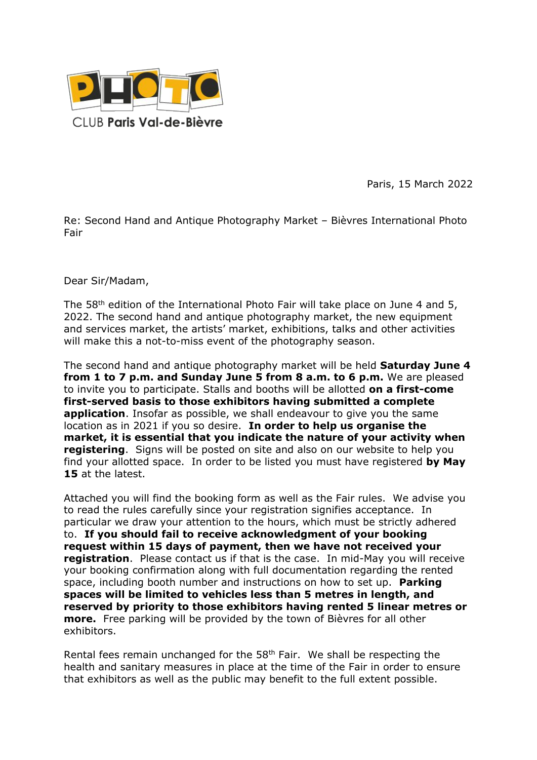CLUB Paris Val-de-Bièvre

Paris, 15 March 2022

Re: Second Hand and Antique Photography Market – Bièvres International Photo Fair

Dear Sir/Madam,

The 58th edition of the International Photo Fair will take place on June 4 and 5, 2022. The second hand and antique photography market, the new equipment and services market, the artists' market, exhibitions, talks and other activities will make this a not-to-miss event of the photography season.

The second hand and antique photography market will be held **Saturday June 4 from 1 to 7 p.m. and Sunday June 5 from 8 a.m. to 6 p.m.** We are pleased to invite you to participate. Stalls and booths will be allotted **on a first-come first-served basis to those exhibitors having submitted a complete application**. Insofar as possible, we shall endeavour to give you the same location as in 2021 if you so desire. **In order to help us organise the market, it is essential that you indicate the nature of your activity when registering**. Signs will be posted on site and also on our website to help you find your allotted space. In order to be listed you must have registered **by May 15** at the latest.

Attached you will find the booking form as well as the Fair rules. We advise you to read the rules carefully since your registration signifies acceptance. In particular we draw your attention to the hours, which must be strictly adhered to. **If you should fail to receive acknowledgment of your booking request within 15 days of payment, then we have not received your registration**. Please contact us if that is the case. In mid-May you will receive your booking confirmation along with full documentation regarding the rented space, including booth number and instructions on how to set up. **Parking spaces will be limited to vehicles less than 5 metres in length, and reserved by priority to those exhibitors having rented 5 linear metres or more.** Free parking will be provided by the town of Bièvres for all other exhibitors.

Rental fees remain unchanged for the 58th Fair. We shall be respecting the health and sanitary measures in place at the time of the Fair in order to ensure that exhibitors as well as the public may benefit to the full extent possible.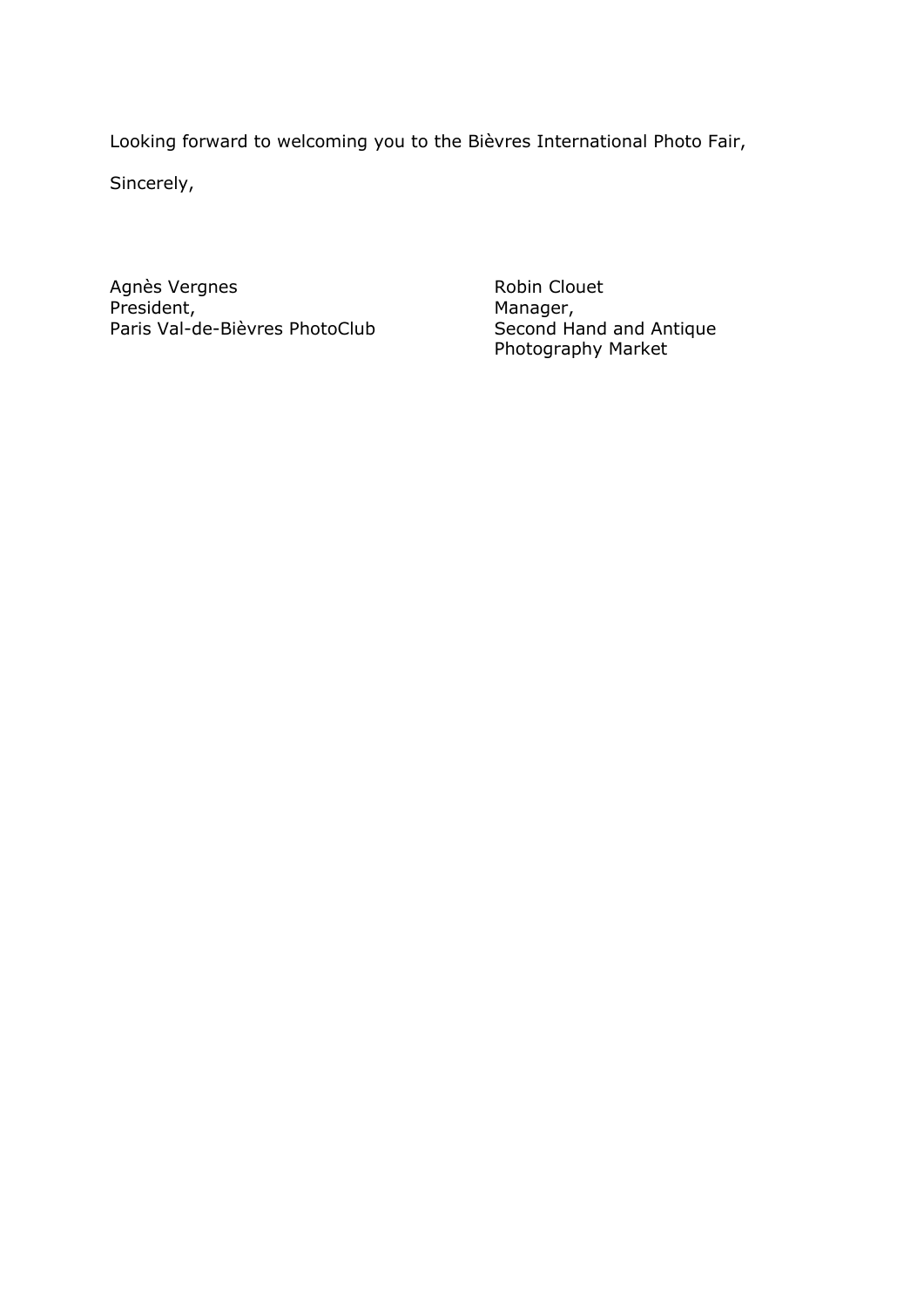Looking forward to welcoming you to the Bièvres International Photo Fair,

Sincerely,

Agnès Vergnes
President,
Paris Val-de-Bièvres PhotoClub

Robin Clouet
Manager,
Second Hand and Antique Photography Market